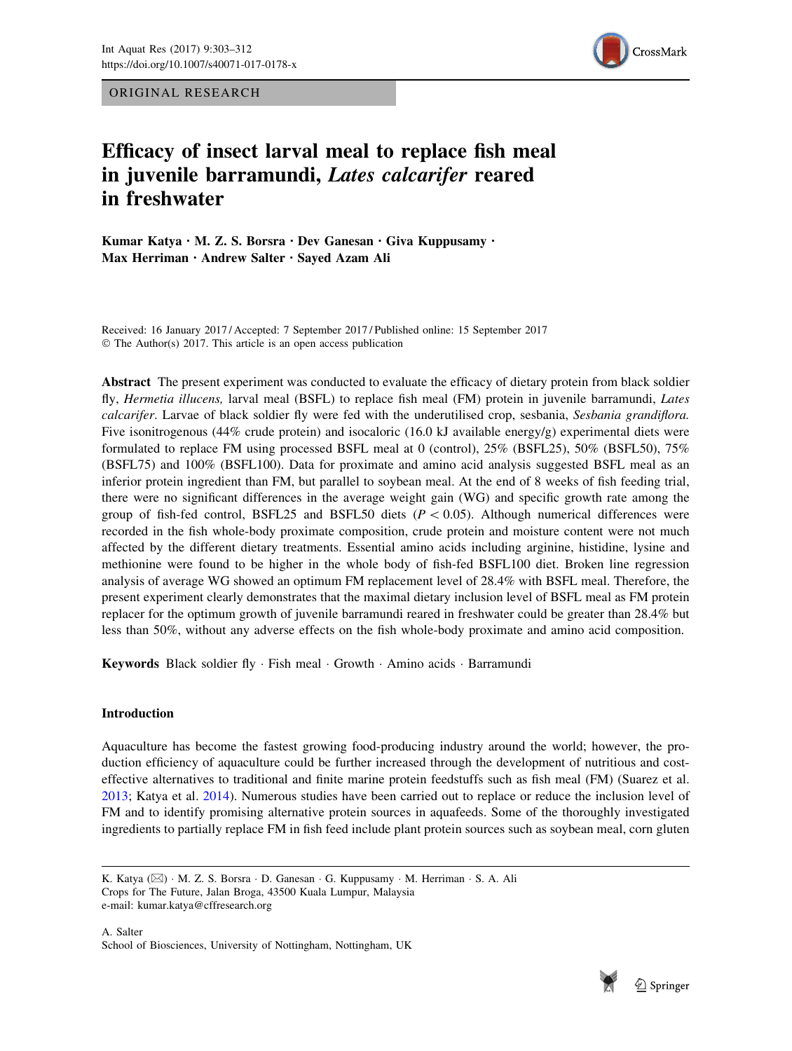ORIGINAL RESEARCH

# Efficacy of insect larval meal to replace fish meal in juvenile barramundi, *Lates calcarifer* reared in freshwater

**Kumar Katya · M. Z. S. Borsra · Dev Ganesan · Giva Kuppusamy · Max Herriman · Andrew Salter · Sayed Azam Ali**

Received: 16 January 2017 / Accepted: 7 September 2017 / Published online: 15 September 2017
© The Author(s) 2017. This article is an open access publication

**Abstract** The present experiment was conducted to evaluate the efficacy of dietary protein from black soldier fly, *Hermetia illucens,* larval meal (BSFL) to replace fish meal (FM) protein in juvenile barramundi, *Lates calcarifer*. Larvae of black soldier fly were fed with the underutilised crop, sesbania, *Sesbania grandiflora.* Five isonitrogenous (44% crude protein) and isocaloric (16.0 kJ available energy/g) experimental diets were formulated to replace FM using processed BSFL meal at 0 (control), 25% (BSFL25), 50% (BSFL50), 75% (BSFL75) and 100% (BSFL100). Data for proximate and amino acid analysis suggested BSFL meal as an inferior protein ingredient than FM, but parallel to soybean meal. At the end of 8 weeks of fish feeding trial, there were no significant differences in the average weight gain (WG) and specific growth rate among the group of fish-fed control, BSFL25 and BSFL50 diets ($P < 0.05$). Although numerical differences were recorded in the fish whole-body proximate composition, crude protein and moisture content were not much affected by the different dietary treatments. Essential amino acids including arginine, histidine, lysine and methionine were found to be higher in the whole body of fish-fed BSFL100 diet. Broken line regression analysis of average WG showed an optimum FM replacement level of 28.4% with BSFL meal. Therefore, the present experiment clearly demonstrates that the maximal dietary inclusion level of BSFL meal as FM protein replacer for the optimum growth of juvenile barramundi reared in freshwater could be greater than 28.4% but less than 50%, without any adverse effects on the fish whole-body proximate and amino acid composition.

**Keywords** Black soldier fly · Fish meal · Growth · Amino acids · Barramundi

## Introduction

Aquaculture has become the fastest growing food-producing industry around the world; however, the production efficiency of aquaculture could be further increased through the development of nutritious and cost-effective alternatives to traditional and finite marine protein feedstuffs such as fish meal (FM) (Suarez et al. 2013; Katya et al. 2014). Numerous studies have been carried out to replace or reduce the inclusion level of FM and to identify promising alternative protein sources in aquafeeds. Some of the thoroughly investigated ingredients to partially replace FM in fish feed include plant protein sources such as soybean meal, corn gluten

K. Katya (✉) · M. Z. S. Borsra · D. Ganesan · G. Kuppusamy · M. Herriman · S. A. Ali
Crops for The Future, Jalan Broga, 43500 Kuala Lumpur, Malaysia
e-mail: kumar.katya@cffresearch.org

A. Salter
School of Biosciences, University of Nottingham, Nottingham, UK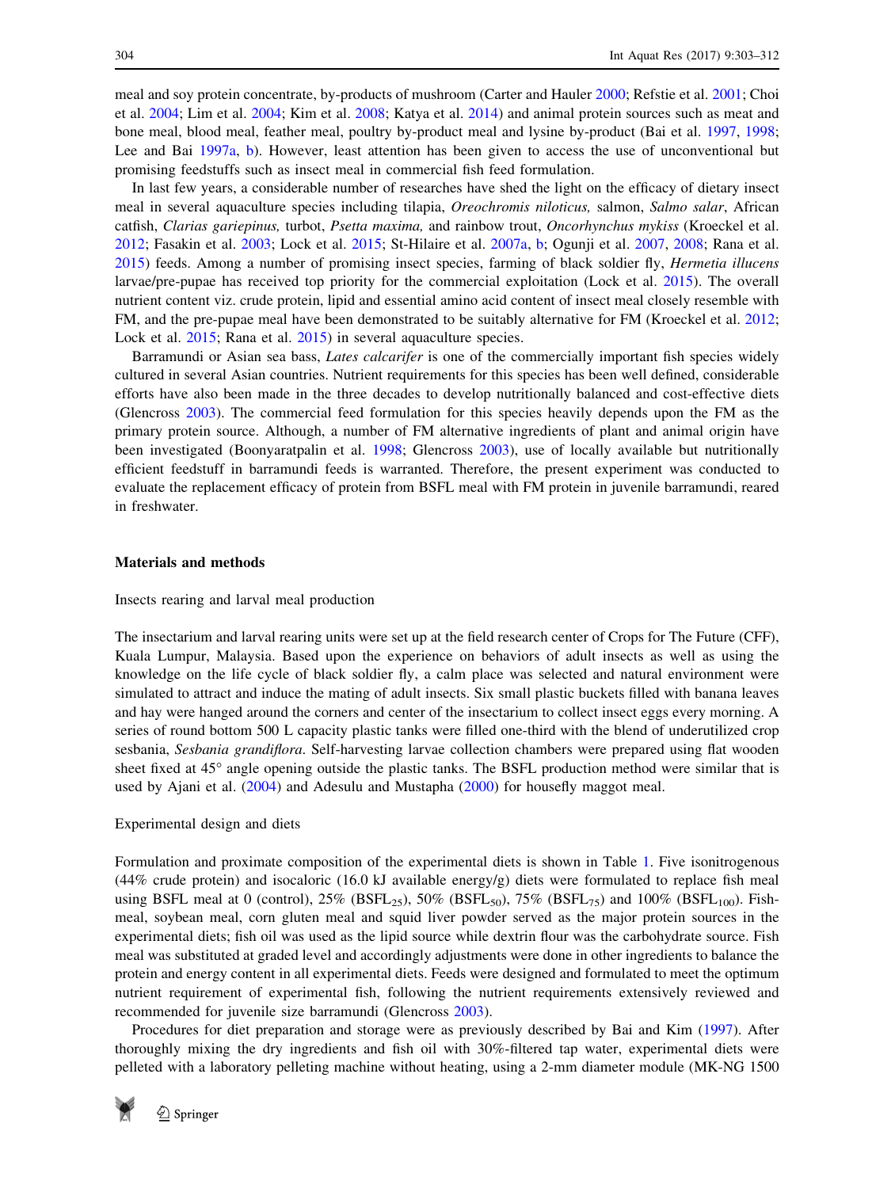meal and soy protein concentrate, by-products of mushroom (Carter and Hauler 2000; Refstie et al. 2001; Choi et al. 2004; Lim et al. 2004; Kim et al. 2008; Katya et al. 2014) and animal protein sources such as meat and bone meal, blood meal, feather meal, poultry by-product meal and lysine by-product (Bai et al. 1997, 1998; Lee and Bai 1997a, b). However, least attention has been given to access the use of unconventional but promising feedstuffs such as insect meal in commercial fish feed formulation.

In last few years, a considerable number of researches have shed the light on the efficacy of dietary insect meal in several aquaculture species including tilapia, *Oreochromis niloticus,* salmon, *Salmo salar*, African catfish, *Clarias gariepinus,* turbot, *Psetta maxima,* and rainbow trout, *Oncorhynchus mykiss* (Kroeckel et al. 2012; Fasakin et al. 2003; Lock et al. 2015; St-Hilaire et al. 2007a, b; Ogunji et al. 2007, 2008; Rana et al. 2015) feeds. Among a number of promising insect species, farming of black soldier fly, *Hermetia illucens* larvae/pre-pupae has received top priority for the commercial exploitation (Lock et al. 2015). The overall nutrient content viz. crude protein, lipid and essential amino acid content of insect meal closely resemble with FM, and the pre-pupae meal have been demonstrated to be suitably alternative for FM (Kroeckel et al. 2012; Lock et al. 2015; Rana et al. 2015) in several aquaculture species.

Barramundi or Asian sea bass, *Lates calcarifer* is one of the commercially important fish species widely cultured in several Asian countries. Nutrient requirements for this species has been well defined, considerable efforts have also been made in the three decades to develop nutritionally balanced and cost-effective diets (Glencross 2003). The commercial feed formulation for this species heavily depends upon the FM as the primary protein source. Although, a number of FM alternative ingredients of plant and animal origin have been investigated (Boonyaratpalin et al. 1998; Glencross 2003), use of locally available but nutritionally efficient feedstuff in barramundi feeds is warranted. Therefore, the present experiment was conducted to evaluate the replacement efficacy of protein from BSFL meal with FM protein in juvenile barramundi, reared in freshwater.

## Materials and methods

### Insects rearing and larval meal production

The insectarium and larval rearing units were set up at the field research center of Crops for The Future (CFF), Kuala Lumpur, Malaysia. Based upon the experience on behaviors of adult insects as well as using the knowledge on the life cycle of black soldier fly, a calm place was selected and natural environment were simulated to attract and induce the mating of adult insects. Six small plastic buckets filled with banana leaves and hay were hanged around the corners and center of the insectarium to collect insect eggs every morning. A series of round bottom 500 L capacity plastic tanks were filled one-third with the blend of underutilized crop sesbania, *Sesbania grandiflora*. Self-harvesting larvae collection chambers were prepared using flat wooden sheet fixed at 45° angle opening outside the plastic tanks. The BSFL production method were similar that is used by Ajani et al. (2004) and Adesulu and Mustapha (2000) for housefly maggot meal.

### Experimental design and diets

Formulation and proximate composition of the experimental diets is shown in Table 1. Five isonitrogenous (44% crude protein) and isocaloric (16.0 kJ available energy/g) diets were formulated to replace fish meal using BSFL meal at 0 (control), 25% ($BSFL_{25}$), 50% ($BSFL_{50}$), 75% ($BSFL_{75}$) and 100% ($BSFL_{100}$). Fishmeal, soybean meal, corn gluten meal and squid liver powder served as the major protein sources in the experimental diets; fish oil was used as the lipid source while dextrin flour was the carbohydrate source. Fish meal was substituted at graded level and accordingly adjustments were done in other ingredients to balance the protein and energy content in all experimental diets. Feeds were designed and formulated to meet the optimum nutrient requirement of experimental fish, following the nutrient requirements extensively reviewed and recommended for juvenile size barramundi (Glencross 2003).

Procedures for diet preparation and storage were as previously described by Bai and Kim (1997). After thoroughly mixing the dry ingredients and fish oil with 30%-filtered tap water, experimental diets were pelleted with a laboratory pelleting machine without heating, using a 2-mm diameter module (MK-NG 1500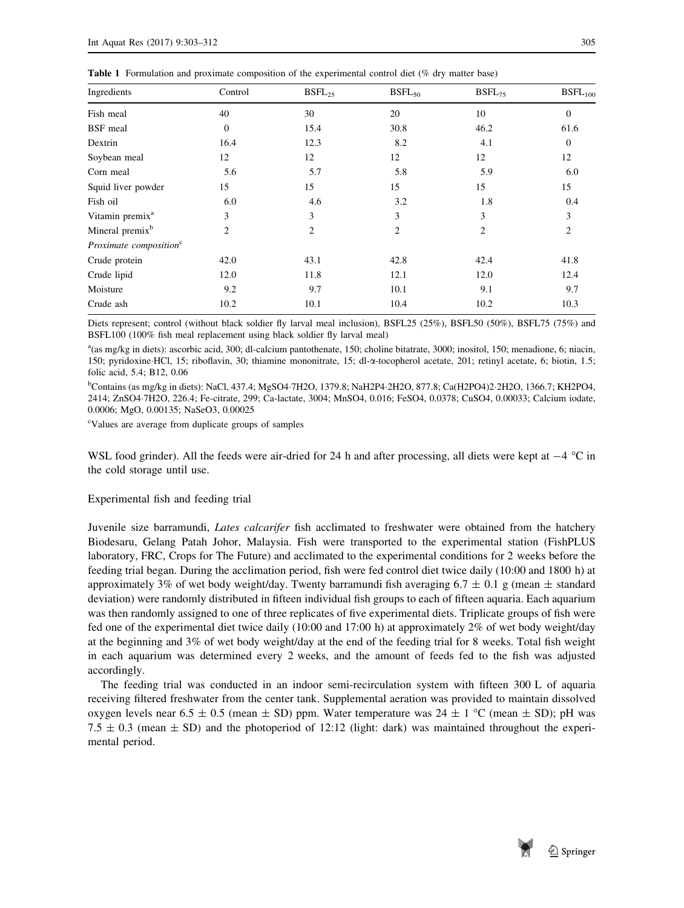**Table 1** Formulation and proximate composition of the experimental control diet (% dry matter base)

| Ingredients | Control | $BSFL_{25}$ | $BSFL_{50}$ | $BSFL_{75}$ | $BSFL_{100}$ |
|---|---|---|---|---|---|
| Fish meal | 40 | 30 | 20 | 10 | 0 |
| BSF meal | 0 | 15.4 | 30.8 | 46.2 | 61.6 |
| Dextrin | 16.4 | 12.3 | 8.2 | 4.1 | 0 |
| Soybean meal | 12 | 12 | 12 | 12 | 12 |
| Corn meal | 5.6 | 5.7 | 5.8 | 5.9 | 6.0 |
| Squid liver powder | 15 | 15 | 15 | 15 | 15 |
| Fish oil | 6.0 | 4.6 | 3.2 | 1.8 | 0.4 |
| Vitamin premix[a] | 3 | 3 | 3 | 3 | 3 |
| Mineral premix[b] | 2 | 2 | 2 | 2 | 2 |
| *Proximate composition*[c] | | | | | |
| Crude protein | 42.0 | 43.1 | 42.8 | 42.4 | 41.8 |
| Crude lipid | 12.0 | 11.8 | 12.1 | 12.0 | 12.4 |
| Moisture | 9.2 | 9.7 | 10.1 | 9.1 | 9.7 |
| Crude ash | 10.2 | 10.1 | 10.4 | 10.2 | 10.3 |

Diets represent; control (without black soldier fly larval meal inclusion), BSFL25 (25%), BSFL50 (50%), BSFL75 (75%) and BSFL100 (100% fish meal replacement using black soldier fly larval meal)

[a](as mg/kg in diets): ascorbic acid, 300; dl-calcium pantothenate, 150; choline bitatrate, 3000; inositol, 150; menadione, 6; niacin, 150; pyridoxine·HCl, 15; riboflavin, 30; thiamine mononitrate, 15; dl-α-tocopherol acetate, 201; retinyl acetate, 6; biotin, 1.5; folic acid, 5.4; B12, 0.06

[b]Contains (as mg/kg in diets): NaCl, 437.4; $MgSO_4{\cdot}7H_2O$, 1379.8; $NaH_2P_4{\cdot}2H_2O$, 877.8; $Ca(H_2PO_4)_2{\cdot}2H_2O$, 1366.7; $KH_2PO_4$, 2414; $ZnSO_4{\cdot}7H_2O$, 226.4; Fe-citrate, 299; Ca-lactate, 3004; $MnSO_4$, 0.016; $FeSO_4$, 0.0378; $CuSO_4$, 0.00033; Calcium iodate, 0.0006; MgO, 0.00135; $NaSeO_3$, 0.00025

[c]Values are average from duplicate groups of samples

WSL food grinder). All the feeds were air-dried for 24 h and after processing, all diets were kept at −4 °C in the cold storage until use.

### Experimental fish and feeding trial

Juvenile size barramundi, *Lates calcarifer* fish acclimated to freshwater were obtained from the hatchery Biodesaru, Gelang Patah Johor, Malaysia. Fish were transported to the experimental station (FishPLUS laboratory, FRC, Crops for The Future) and acclimated to the experimental conditions for 2 weeks before the feeding trial began. During the acclimation period, fish were fed control diet twice daily (10:00 and 1800 h) at approximately 3% of wet body weight/day. Twenty barramundi fish averaging 6.7 ± 0.1 g (mean ± standard deviation) were randomly distributed in fifteen individual fish groups to each of fifteen aquaria. Each aquarium was then randomly assigned to one of three replicates of five experimental diets. Triplicate groups of fish were fed one of the experimental diet twice daily (10:00 and 17:00 h) at approximately 2% of wet body weight/day at the beginning and 3% of wet body weight/day at the end of the feeding trial for 8 weeks. Total fish weight in each aquarium was determined every 2 weeks, and the amount of feeds fed to the fish was adjusted accordingly.

The feeding trial was conducted in an indoor semi-recirculation system with fifteen 300 L of aquaria receiving filtered freshwater from the center tank. Supplemental aeration was provided to maintain dissolved oxygen levels near 6.5 ± 0.5 (mean ± SD) ppm. Water temperature was 24 ± 1 °C (mean ± SD); pH was 7.5 ± 0.3 (mean ± SD) and the photoperiod of 12:12 (light: dark) was maintained throughout the experimental period.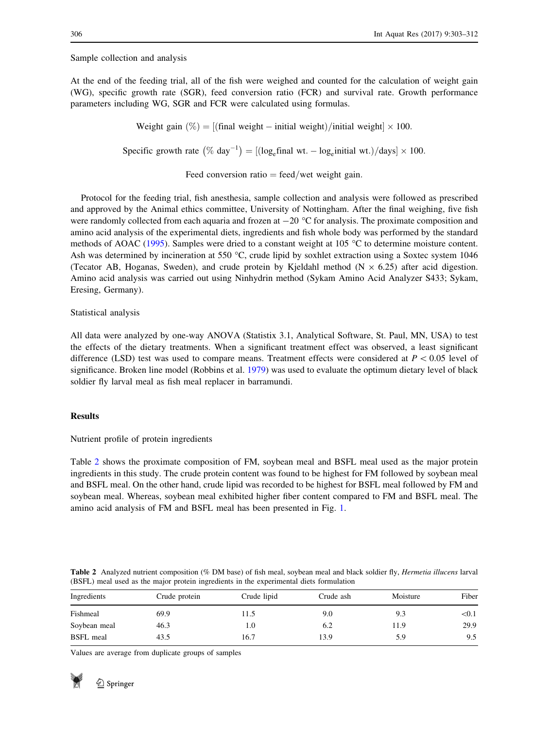Sample collection and analysis

At the end of the feeding trial, all of the fish were weighed and counted for the calculation of weight gain (WG), specific growth rate (SGR), feed conversion ratio (FCR) and survival rate. Growth performance parameters including WG, SGR and FCR were calculated using formulas.

$$\text{Weight gain } (\%) = [(\text{final weight} - \text{initial weight})/\text{initial weight}] \times 100.$$

$$\text{Specific growth rate } \left(\% \text{ day}^{-1}\right) = [(\log_e \text{final wt.} - \log_e \text{initial wt.})/\text{days}] \times 100.$$

$$\text{Feed conversion ratio} = \text{feed}/\text{wet weight gain}.$$

Protocol for the feeding trial, fish anesthesia, sample collection and analysis were followed as prescribed and approved by the Animal ethics committee, University of Nottingham. After the final weighing, five fish were randomly collected from each aquaria and frozen at −20 °C for analysis. The proximate composition and amino acid analysis of the experimental diets, ingredients and fish whole body was performed by the standard methods of AOAC (1995). Samples were dried to a constant weight at 105 °C to determine moisture content. Ash was determined by incineration at 550 °C, crude lipid by soxhlet extraction using a Soxtec system 1046 (Tecator AB, Hoganas, Sweden), and crude protein by Kjeldahl method (N × 6.25) after acid digestion. Amino acid analysis was carried out using Ninhydrin method (Sykam Amino Acid Analyzer S433; Sykam, Eresing, Germany).

Statistical analysis

All data were analyzed by one-way ANOVA (Statistix 3.1, Analytical Software, St. Paul, MN, USA) to test the effects of the dietary treatments. When a significant treatment effect was observed, a least significant difference (LSD) test was used to compare means. Treatment effects were considered at $P < 0.05$ level of significance. Broken line model (Robbins et al. 1979) was used to evaluate the optimum dietary level of black soldier fly larval meal as fish meal replacer in barramundi.

## Results

Nutrient profile of protein ingredients

Table 2 shows the proximate composition of FM, soybean meal and BSFL meal used as the major protein ingredients in this study. The crude protein content was found to be highest for FM followed by soybean meal and BSFL meal. On the other hand, crude lipid was recorded to be highest for BSFL meal followed by FM and soybean meal. Whereas, soybean meal exhibited higher fiber content compared to FM and BSFL meal. The amino acid analysis of FM and BSFL meal has been presented in Fig. 1.

**Table 2** Analyzed nutrient composition (% DM base) of fish meal, soybean meal and black soldier fly, *Hermetia illucens* larval (BSFL) meal used as the major protein ingredients in the experimental diets formulation

| Ingredients | Crude protein | Crude lipid | Crude ash | Moisture | Fiber |
|---|---|---|---|---|---|
| Fishmeal | 69.9 | 11.5 | 9.0 | 9.3 | <0.1 |
| Soybean meal | 46.3 | 1.0 | 6.2 | 11.9 | 29.9 |
| BSFL meal | 43.5 | 16.7 | 13.9 | 5.9 | 9.5 |

Values are average from duplicate groups of samples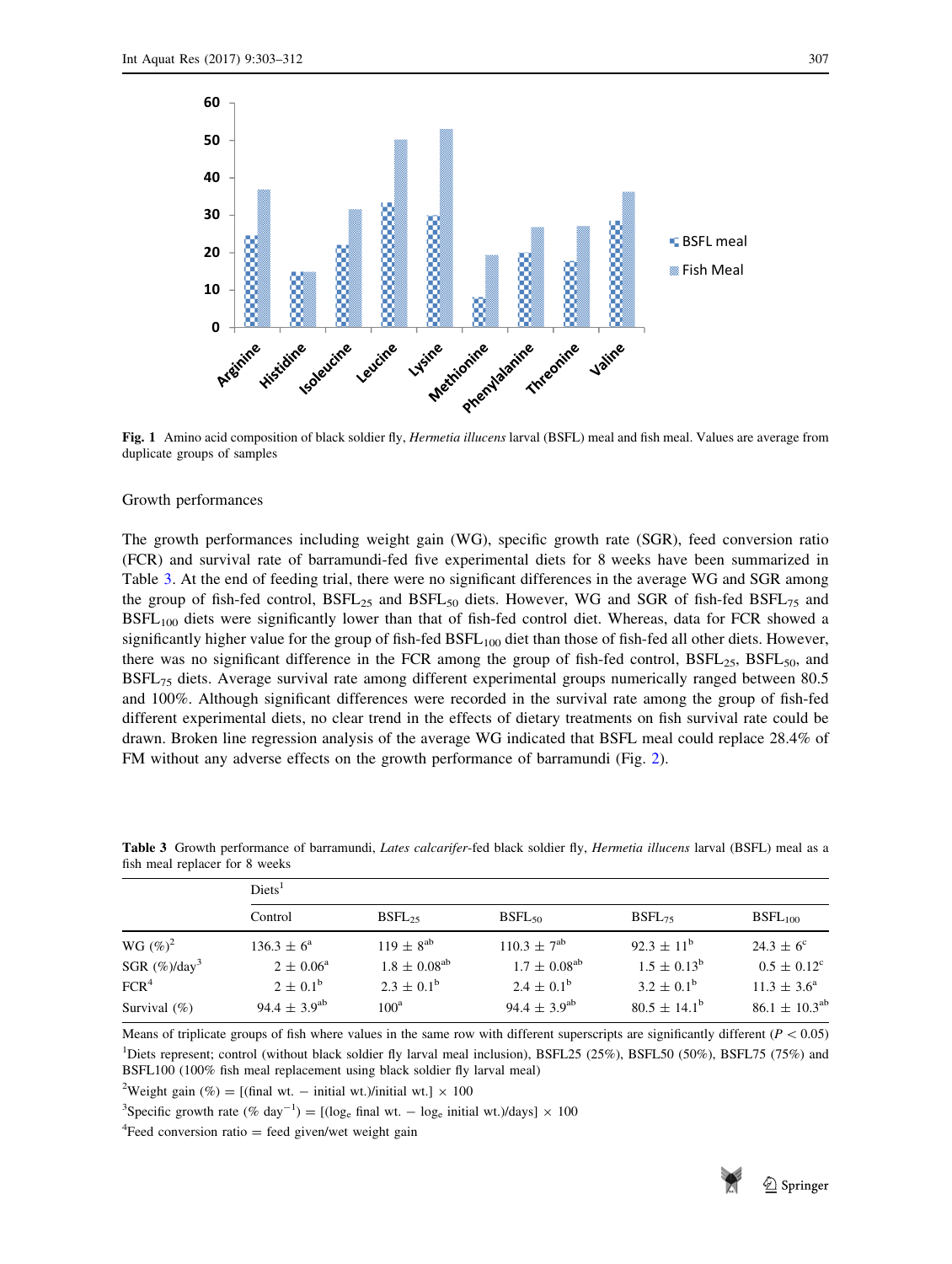Fig. 1 Amino acid composition of black soldier fly, *Hermetia illucens* larval (BSFL) meal and fish meal. Values are average from duplicate groups of samples

Growth performances

The growth performances including weight gain (WG), specific growth rate (SGR), feed conversion ratio (FCR) and survival rate of barramundi-fed five experimental diets for 8 weeks have been summarized in Table 3. At the end of feeding trial, there were no significant differences in the average WG and SGR among the group of fish-fed control, $BSFL_{25}$ and $BSFL_{50}$ diets. However, WG and SGR of fish-fed $BSFL_{75}$ and $BSFL_{100}$ diets were significantly lower than that of fish-fed control diet. Whereas, data for FCR showed a significantly higher value for the group of fish-fed $BSFL_{100}$ diet than those of fish-fed all other diets. However, there was no significant difference in the FCR among the group of fish-fed control, $BSFL_{25}$, $BSFL_{50}$, and $BSFL_{75}$ diets. Average survival rate among different experimental groups numerically ranged between 80.5 and 100%. Although significant differences were recorded in the survival rate among the group of fish-fed different experimental diets, no clear trend in the effects of dietary treatments on fish survival rate could be drawn. Broken line regression analysis of the average WG indicated that BSFL meal could replace 28.4% of FM without any adverse effects on the growth performance of barramundi (Fig. 2).

**Table 3** Growth performance of barramundi, *Lates calcarifer*-fed black soldier fly, *Hermetia illucens* larval (BSFL) meal as a fish meal replacer for 8 weeks

| | Diets[1] | | | | |
|---|---|---|---|---|---|
| | Control | $BSFL_{25}$ | $BSFL_{50}$ | $BSFL_{75}$ | $BSFL_{100}$ |
| WG (%)[2] | $136.3 \pm 6^{a}$ | $119 \pm 8^{ab}$ | $110.3 \pm 7^{ab}$ | $92.3 \pm 11^{b}$ | $24.3 \pm 6^{c}$ |
| SGR (%)/day[3] | $2 \pm 0.06^{a}$ | $1.8 \pm 0.08^{ab}$ | $1.7 \pm 0.08^{ab}$ | $1.5 \pm 0.13^{b}$ | $0.5 \pm 0.12^{c}$ |
| FCR[4] | $2 \pm 0.1^{b}$ | $2.3 \pm 0.1^{b}$ | $2.4 \pm 0.1^{b}$ | $3.2 \pm 0.1^{b}$ | $11.3 \pm 3.6^{a}$ |
| Survival (%) | $94.4 \pm 3.9^{ab}$ | $100^{a}$ | $94.4 \pm 3.9^{ab}$ | $80.5 \pm 14.1^{b}$ | $86.1 \pm 10.3^{ab}$ |

Means of triplicate groups of fish where values in the same row with different superscripts are significantly different ($P < 0.05$)

[1]Diets represent; control (without black soldier fly larval meal inclusion), BSFL25 (25%), BSFL50 (50%), BSFL75 (75%) and BSFL100 (100% fish meal replacement using black soldier fly larval meal)

[2]Weight gain (%) = [(final wt. − initial wt.)/initial wt.] × 100

[3]Specific growth rate (% $day^{-1}$) = [($\log_e$ final wt. − $\log_e$ initial wt.)/days] × 100

[4]Feed conversion ratio = feed given/wet weight gain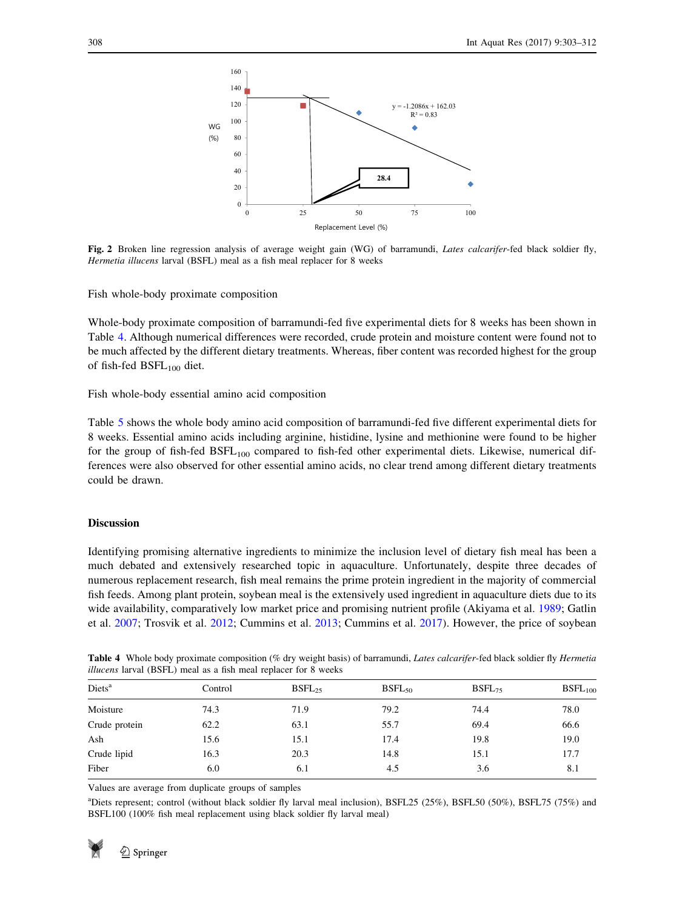**Fig. 2** Broken line regression analysis of average weight gain (WG) of barramundi, *Lates calcarifer*-fed black soldier fly, *Hermetia illucens* larval (BSFL) meal as a fish meal replacer for 8 weeks

Fish whole-body proximate composition

Whole-body proximate composition of barramundi-fed five experimental diets for 8 weeks has been shown in Table 4. Although numerical differences were recorded, crude protein and moisture content were found not to be much affected by the different dietary treatments. Whereas, fiber content was recorded highest for the group of fish-fed $BSFL_{100}$ diet.

Fish whole-body essential amino acid composition

Table 5 shows the whole body amino acid composition of barramundi-fed five different experimental diets for 8 weeks. Essential amino acids including arginine, histidine, lysine and methionine were found to be higher for the group of fish-fed $BSFL_{100}$ compared to fish-fed other experimental diets. Likewise, numerical differences were also observed for other essential amino acids, no clear trend among different dietary treatments could be drawn.

## Discussion

Identifying promising alternative ingredients to minimize the inclusion level of dietary fish meal has been a much debated and extensively researched topic in aquaculture. Unfortunately, despite three decades of numerous replacement research, fish meal remains the prime protein ingredient in the majority of commercial fish feeds. Among plant protein, soybean meal is the extensively used ingredient in aquaculture diets due to its wide availability, comparatively low market price and promising nutrient profile (Akiyama et al. 1989; Gatlin et al. 2007; Trosvik et al. 2012; Cummins et al. 2013; Cummins et al. 2017). However, the price of soybean

**Table 4** Whole body proximate composition (% dry weight basis) of barramundi, *Lates calcarifer*-fed black soldier fly *Hermetia illucens* larval (BSFL) meal as a fish meal replacer for 8 weeks

| Diets[a] | Control | $BSFL_{25}$ | $BSFL_{50}$ | $BSFL_{75}$ | $BSFL_{100}$ |
|---|---|---|---|---|---|
| Moisture | 74.3 | 71.9 | 79.2 | 74.4 | 78.0 |
| Crude protein | 62.2 | 63.1 | 55.7 | 69.4 | 66.6 |
| Ash | 15.6 | 15.1 | 17.4 | 19.8 | 19.0 |
| Crude lipid | 16.3 | 20.3 | 14.8 | 15.1 | 17.7 |
| Fiber | 6.0 | 6.1 | 4.5 | 3.6 | 8.1 |

Values are average from duplicate groups of samples

[a]Diets represent; control (without black soldier fly larval meal inclusion), BSFL25 (25%), BSFL50 (50%), BSFL75 (75%) and BSFL100 (100% fish meal replacement using black soldier fly larval meal)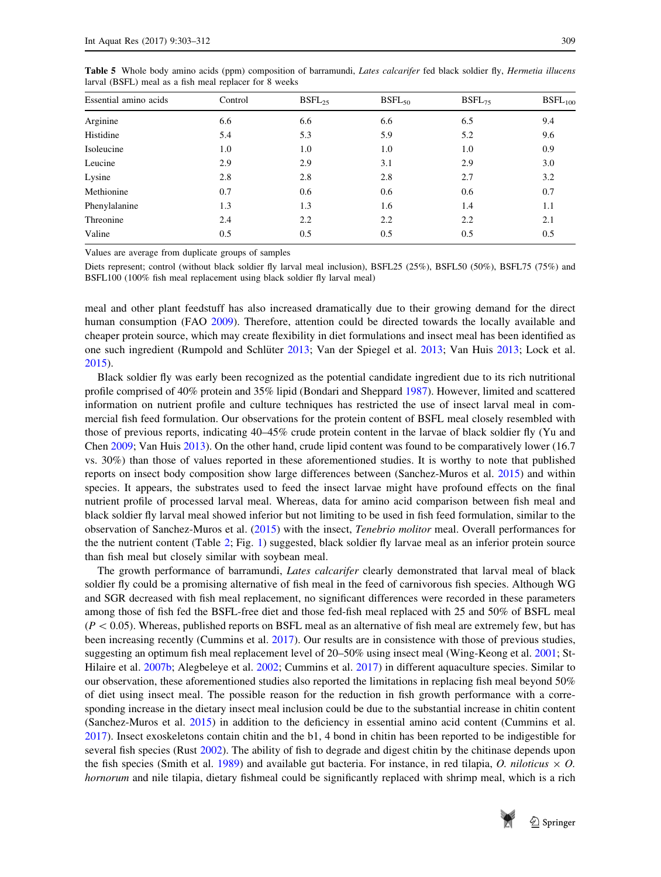**Table 5** Whole body amino acids (ppm) composition of barramundi, *Lates calcarifer* fed black soldier fly, *Hermetia illucens* larval (BSFL) meal as a fish meal replacer for 8 weeks

| Essential amino acids | Control | $BSFL_{25}$ | $BSFL_{50}$ | $BSFL_{75}$ | $BSFL_{100}$ |
|---|---|---|---|---|---|
| Arginine | 6.6 | 6.6 | 6.6 | 6.5 | 9.4 |
| Histidine | 5.4 | 5.3 | 5.9 | 5.2 | 9.6 |
| Isoleucine | 1.0 | 1.0 | 1.0 | 1.0 | 0.9 |
| Leucine | 2.9 | 2.9 | 3.1 | 2.9 | 3.0 |
| Lysine | 2.8 | 2.8 | 2.8 | 2.7 | 3.2 |
| Methionine | 0.7 | 0.6 | 0.6 | 0.6 | 0.7 |
| Phenylalanine | 1.3 | 1.3 | 1.6 | 1.4 | 1.1 |
| Threonine | 2.4 | 2.2 | 2.2 | 2.2 | 2.1 |
| Valine | 0.5 | 0.5 | 0.5 | 0.5 | 0.5 |

Values are average from duplicate groups of samples

Diets represent; control (without black soldier fly larval meal inclusion), BSFL25 (25%), BSFL50 (50%), BSFL75 (75%) and BSFL100 (100% fish meal replacement using black soldier fly larval meal)

meal and other plant feedstuff has also increased dramatically due to their growing demand for the direct human consumption (FAO 2009). Therefore, attention could be directed towards the locally available and cheaper protein source, which may create flexibility in diet formulations and insect meal has been identified as one such ingredient (Rumpold and Schlüter 2013; Van der Spiegel et al. 2013; Van Huis 2013; Lock et al. 2015).

Black soldier fly was early been recognized as the potential candidate ingredient due to its rich nutritional profile comprised of 40% protein and 35% lipid (Bondari and Sheppard 1987). However, limited and scattered information on nutrient profile and culture techniques has restricted the use of insect larval meal in commercial fish feed formulation. Our observations for the protein content of BSFL meal closely resembled with those of previous reports, indicating 40–45% crude protein content in the larvae of black soldier fly (Yu and Chen 2009; Van Huis 2013). On the other hand, crude lipid content was found to be comparatively lower (16.7 vs. 30%) than those of values reported in these aforementioned studies. It is worthy to note that published reports on insect body composition show large differences between (Sanchez-Muros et al. 2015) and within species. It appears, the substrates used to feed the insect larvae might have profound effects on the final nutrient profile of processed larval meal. Whereas, data for amino acid comparison between fish meal and black soldier fly larval meal showed inferior but not limiting to be used in fish feed formulation, similar to the observation of Sanchez-Muros et al. (2015) with the insect, *Tenebrio molitor* meal. Overall performances for the the nutrient content (Table 2; Fig. 1) suggested, black soldier fly larvae meal as an inferior protein source than fish meal but closely similar with soybean meal.

The growth performance of barramundi, *Lates calcarifer* clearly demonstrated that larval meal of black soldier fly could be a promising alternative of fish meal in the feed of carnivorous fish species. Although WG and SGR decreased with fish meal replacement, no significant differences were recorded in these parameters among those of fish fed the BSFL-free diet and those fed-fish meal replaced with 25 and 50% of BSFL meal ($P < 0.05$). Whereas, published reports on BSFL meal as an alternative of fish meal are extremely few, but has been increasing recently (Cummins et al. 2017). Our results are in consistence with those of previous studies, suggesting an optimum fish meal replacement level of 20–50% using insect meal (Wing-Keong et al. 2001; St-Hilaire et al. 2007b; Alegbeleye et al. 2002; Cummins et al. 2017) in different aquaculture species. Similar to our observation, these aforementioned studies also reported the limitations in replacing fish meal beyond 50% of diet using insect meal. The possible reason for the reduction in fish growth performance with a corresponding increase in the dietary insect meal inclusion could be due to the substantial increase in chitin content (Sanchez-Muros et al. 2015) in addition to the deficiency in essential amino acid content (Cummins et al. 2017). Insect exoskeletons contain chitin and the b1, 4 bond in chitin has been reported to be indigestible for several fish species (Rust 2002). The ability of fish to degrade and digest chitin by the chitinase depends upon the fish species (Smith et al. 1989) and available gut bacteria. For instance, in red tilapia, *O. niloticus* × *O. hornorum* and nile tilapia, dietary fishmeal could be significantly replaced with shrimp meal, which is a rich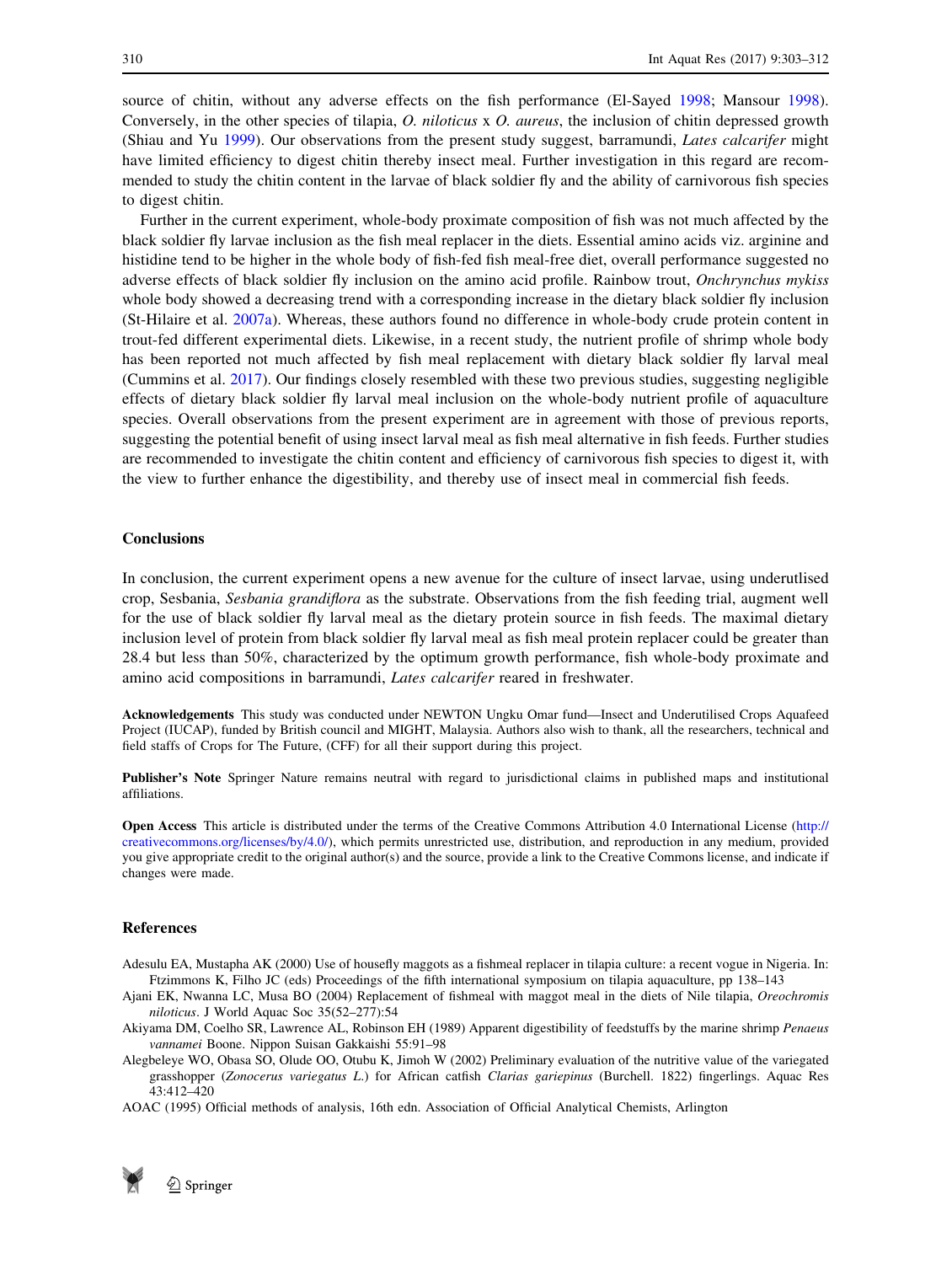source of chitin, without any adverse effects on the fish performance (El-Sayed 1998; Mansour 1998). Conversely, in the other species of tilapia, *O. niloticus* x *O. aureus*, the inclusion of chitin depressed growth (Shiau and Yu 1999). Our observations from the present study suggest, barramundi, *Lates calcarifer* might have limited efficiency to digest chitin thereby insect meal. Further investigation in this regard are recommended to study the chitin content in the larvae of black soldier fly and the ability of carnivorous fish species to digest chitin.

Further in the current experiment, whole-body proximate composition of fish was not much affected by the black soldier fly larvae inclusion as the fish meal replacer in the diets. Essential amino acids viz. arginine and histidine tend to be higher in the whole body of fish-fed fish meal-free diet, overall performance suggested no adverse effects of black soldier fly inclusion on the amino acid profile. Rainbow trout, *Onchrynchus mykiss* whole body showed a decreasing trend with a corresponding increase in the dietary black soldier fly inclusion (St-Hilaire et al. 2007a). Whereas, these authors found no difference in whole-body crude protein content in trout-fed different experimental diets. Likewise, in a recent study, the nutrient profile of shrimp whole body has been reported not much affected by fish meal replacement with dietary black soldier fly larval meal (Cummins et al. 2017). Our findings closely resembled with these two previous studies, suggesting negligible effects of dietary black soldier fly larval meal inclusion on the whole-body nutrient profile of aquaculture species. Overall observations from the present experiment are in agreement with those of previous reports, suggesting the potential benefit of using insect larval meal as fish meal alternative in fish feeds. Further studies are recommended to investigate the chitin content and efficiency of carnivorous fish species to digest it, with the view to further enhance the digestibility, and thereby use of insect meal in commercial fish feeds.

## Conclusions

In conclusion, the current experiment opens a new avenue for the culture of insect larvae, using underutlised crop, Sesbania, *Sesbania grandiflora* as the substrate. Observations from the fish feeding trial, augment well for the use of black soldier fly larval meal as the dietary protein source in fish feeds. The maximal dietary inclusion level of protein from black soldier fly larval meal as fish meal protein replacer could be greater than 28.4 but less than 50%, characterized by the optimum growth performance, fish whole-body proximate and amino acid compositions in barramundi, *Lates calcarifer* reared in freshwater.

**Acknowledgements** This study was conducted under NEWTON Ungku Omar fund—Insect and Underutilised Crops Aquafeed Project (IUCAP), funded by British council and MIGHT, Malaysia. Authors also wish to thank, all the researchers, technical and field staffs of Crops for The Future, (CFF) for all their support during this project.

**Publisher's Note** Springer Nature remains neutral with regard to jurisdictional claims in published maps and institutional affiliations.

**Open Access** This article is distributed under the terms of the Creative Commons Attribution 4.0 International License (http://creativecommons.org/licenses/by/4.0/), which permits unrestricted use, distribution, and reproduction in any medium, provided you give appropriate credit to the original author(s) and the source, provide a link to the Creative Commons license, and indicate if changes were made.

## References

Adesulu EA, Mustapha AK (2000) Use of housefly maggots as a fishmeal replacer in tilapia culture: a recent vogue in Nigeria. In: Ftzimmons K, Filho JC (eds) Proceedings of the fifth international symposium on tilapia aquaculture, pp 138–143

Ajani EK, Nwanna LC, Musa BO (2004) Replacement of fishmeal with maggot meal in the diets of Nile tilapia, *Oreochromis niloticus*. J World Aquac Soc 35(52–277):54

Akiyama DM, Coelho SR, Lawrence AL, Robinson EH (1989) Apparent digestibility of feedstuffs by the marine shrimp *Penaeus vannamei* Boone. Nippon Suisan Gakkaishi 55:91–98

Alegbeleye WO, Obasa SO, Olude OO, Otubu K, Jimoh W (2002) Preliminary evaluation of the nutritive value of the variegated grasshopper (*Zonocerus variegatus L.*) for African catfish *Clarias gariepinus* (Burchell. 1822) fingerlings. Aquac Res 43:412–420

AOAC (1995) Official methods of analysis, 16th edn. Association of Official Analytical Chemists, Arlington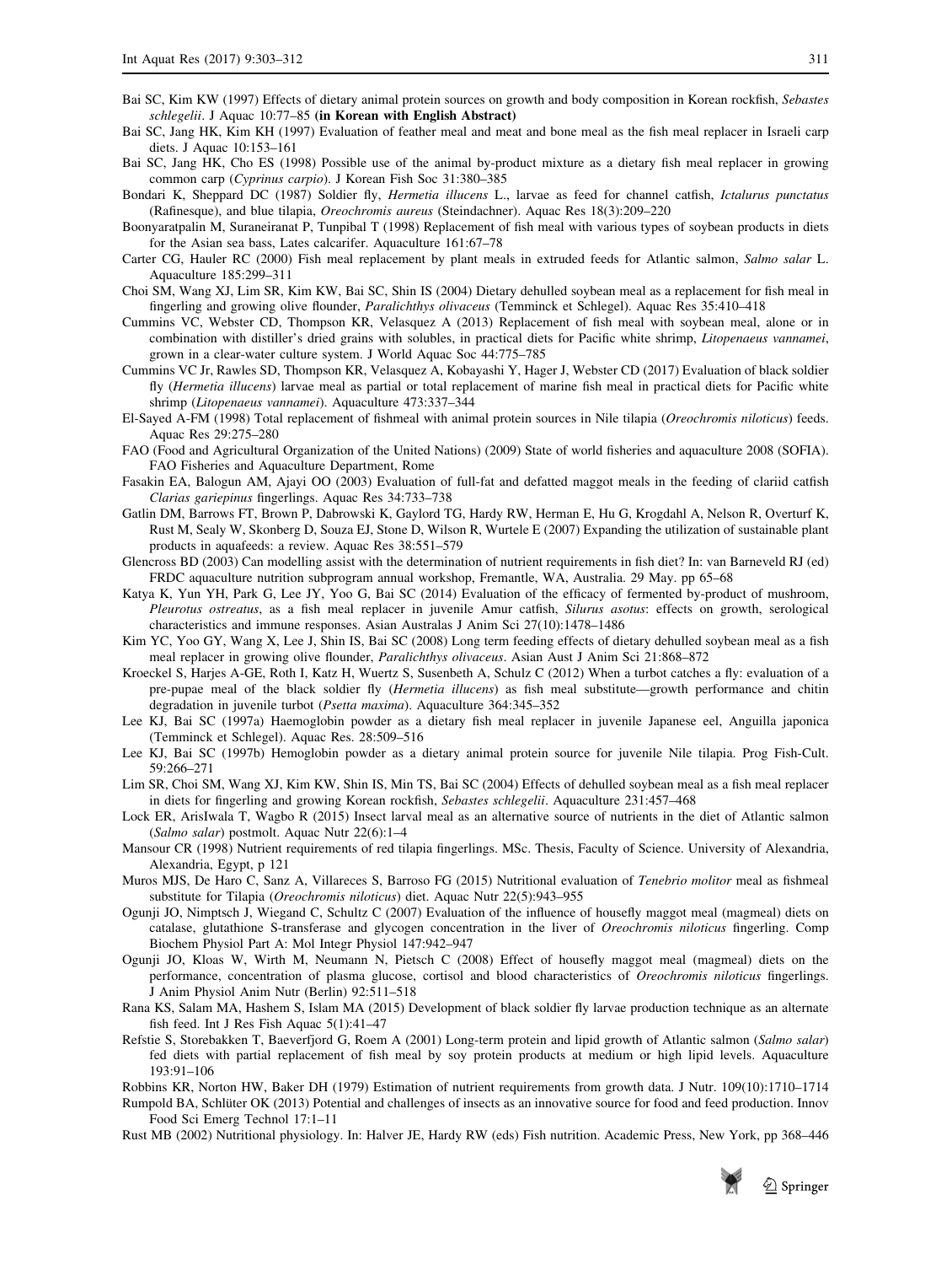Bai SC, Kim KW (1997) Effects of dietary animal protein sources on growth and body composition in Korean rockfish, *Sebastes schlegelii*. J Aquac 10:77–85 **(in Korean with English Abstract)**

Bai SC, Jang HK, Kim KH (1997) Evaluation of feather meal and meat and bone meal as the fish meal replacer in Israeli carp diets. J Aquac 10:153–161

Bai SC, Jang HK, Cho ES (1998) Possible use of the animal by-product mixture as a dietary fish meal replacer in growing common carp (*Cyprinus carpio*). J Korean Fish Soc 31:380–385

Bondari K, Sheppard DC (1987) Soldier fly, *Hermetia illucens* L., larvae as feed for channel catfish, *Ictalurus punctatus* (Rafinesque), and blue tilapia, *Oreochromis aureus* (Steindachner). Aquac Res 18(3):209–220

Boonyaratpalin M, Suraneiranat P, Tunpibal T (1998) Replacement of fish meal with various types of soybean products in diets for the Asian sea bass, Lates calcarifer. Aquaculture 161:67–78

Carter CG, Hauler RC (2000) Fish meal replacement by plant meals in extruded feeds for Atlantic salmon, *Salmo salar* L. Aquaculture 185:299–311

Choi SM, Wang XJ, Lim SR, Kim KW, Bai SC, Shin IS (2004) Dietary dehulled soybean meal as a replacement for fish meal in fingerling and growing olive flounder, *Paralichthys olivaceus* (Temminck et Schlegel). Aquac Res 35:410–418

Cummins VC, Webster CD, Thompson KR, Velasquez A (2013) Replacement of fish meal with soybean meal, alone or in combination with distiller's dried grains with solubles, in practical diets for Pacific white shrimp, *Litopenaeus vannamei*, grown in a clear-water culture system. J World Aquac Soc 44:775–785

Cummins VC Jr, Rawles SD, Thompson KR, Velasquez A, Kobayashi Y, Hager J, Webster CD (2017) Evaluation of black soldier fly (*Hermetia illucens*) larvae meal as partial or total replacement of marine fish meal in practical diets for Pacific white shrimp (*Litopenaeus vannamei*). Aquaculture 473:337–344

El-Sayed A-FM (1998) Total replacement of fishmeal with animal protein sources in Nile tilapia (*Oreochromis niloticus*) feeds. Aquac Res 29:275–280

FAO (Food and Agricultural Organization of the United Nations) (2009) State of world fisheries and aquaculture 2008 (SOFIA). FAO Fisheries and Aquaculture Department, Rome

Fasakin EA, Balogun AM, Ajayi OO (2003) Evaluation of full-fat and defatted maggot meals in the feeding of clariid catfish *Clarias gariepinus* fingerlings. Aquac Res 34:733–738

Gatlin DM, Barrows FT, Brown P, Dabrowski K, Gaylord TG, Hardy RW, Herman E, Hu G, Krogdahl A, Nelson R, Overturf K, Rust M, Sealy W, Skonberg D, Souza EJ, Stone D, Wilson R, Wurtele E (2007) Expanding the utilization of sustainable plant products in aquafeeds: a review. Aquac Res 38:551–579

Glencross BD (2003) Can modelling assist with the determination of nutrient requirements in fish diet? In: van Barneveld RJ (ed) FRDC aquaculture nutrition subprogram annual workshop, Fremantle, WA, Australia. 29 May. pp 65–68

Katya K, Yun YH, Park G, Lee JY, Yoo G, Bai SC (2014) Evaluation of the efficacy of fermented by-product of mushroom, *Pleurotus ostreatus*, as a fish meal replacer in juvenile Amur catfish, *Silurus asotus*: effects on growth, serological characteristics and immune responses. Asian Australas J Anim Sci 27(10):1478–1486

Kim YC, Yoo GY, Wang X, Lee J, Shin IS, Bai SC (2008) Long term feeding effects of dietary dehulled soybean meal as a fish meal replacer in growing olive flounder, *Paralichthys olivaceus*. Asian Aust J Anim Sci 21:868–872

Kroeckel S, Harjes A-GE, Roth I, Katz H, Wuertz S, Susenbeth A, Schulz C (2012) When a turbot catches a fly: evaluation of a pre-pupae meal of the black soldier fly (*Hermetia illucens*) as fish meal substitute—growth performance and chitin degradation in juvenile turbot (*Psetta maxima*). Aquaculture 364:345–352

Lee KJ, Bai SC (1997a) Haemoglobin powder as a dietary fish meal replacer in juvenile Japanese eel, Anguilla japonica (Temminck et Schlegel). Aquac Res. 28:509–516

Lee KJ, Bai SC (1997b) Hemoglobin powder as a dietary animal protein source for juvenile Nile tilapia. Prog Fish-Cult. 59:266–271

Lim SR, Choi SM, Wang XJ, Kim KW, Shin IS, Min TS, Bai SC (2004) Effects of dehulled soybean meal as a fish meal replacer in diets for fingerling and growing Korean rockfish, *Sebastes schlegelii*. Aquaculture 231:457–468

Lock ER, ArisIwala T, Wagbo R (2015) Insect larval meal as an alternative source of nutrients in the diet of Atlantic salmon (*Salmo salar*) postmolt. Aquac Nutr 22(6):1–4

Mansour CR (1998) Nutrient requirements of red tilapia fingerlings. MSc. Thesis, Faculty of Science. University of Alexandria, Alexandria, Egypt, p 121

Muros MJS, De Haro C, Sanz A, Villareces S, Barroso FG (2015) Nutritional evaluation of *Tenebrio molitor* meal as fishmeal substitute for Tilapia (*Oreochromis niloticus*) diet. Aquac Nutr 22(5):943–955

Ogunji JO, Nimptsch J, Wiegand C, Schultz C (2007) Evaluation of the influence of housefly maggot meal (magmeal) diets on catalase, glutathione S-transferase and glycogen concentration in the liver of *Oreochromis niloticus* fingerling. Comp Biochem Physiol Part A: Mol Integr Physiol 147:942–947

Ogunji JO, Kloas W, Wirth M, Neumann N, Pietsch C (2008) Effect of housefly maggot meal (magmeal) diets on the performance, concentration of plasma glucose, cortisol and blood characteristics of *Oreochromis niloticus* fingerlings. J Anim Physiol Anim Nutr (Berlin) 92:511–518

Rana KS, Salam MA, Hashem S, Islam MA (2015) Development of black soldier fly larvae production technique as an alternate fish feed. Int J Res Fish Aquac 5(1):41–47

Refstie S, Storebakken T, Baeverfjord G, Roem A (2001) Long-term protein and lipid growth of Atlantic salmon (*Salmo salar*) fed diets with partial replacement of fish meal by soy protein products at medium or high lipid levels. Aquaculture 193:91–106

Robbins KR, Norton HW, Baker DH (1979) Estimation of nutrient requirements from growth data. J Nutr. 109(10):1710–1714

Rumpold BA, Schlüter OK (2013) Potential and challenges of insects as an innovative source for food and feed production. Innov Food Sci Emerg Technol 17:1–11

Rust MB (2002) Nutritional physiology. In: Halver JE, Hardy RW (eds) Fish nutrition. Academic Press, New York, pp 368–446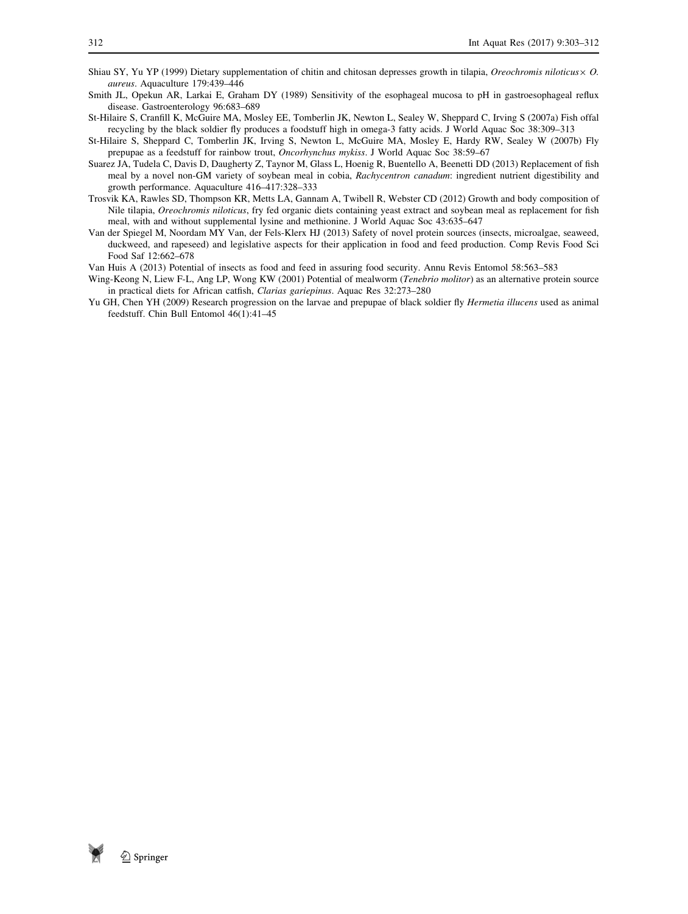Shiau SY, Yu YP (1999) Dietary supplementation of chitin and chitosan depresses growth in tilapia, *Oreochromis niloticus* × *O. aureus*. Aquaculture 179:439–446

Smith JL, Opekun AR, Larkai E, Graham DY (1989) Sensitivity of the esophageal mucosa to pH in gastroesophageal reflux disease. Gastroenterology 96:683–689

St-Hilaire S, Cranfill K, McGuire MA, Mosley EE, Tomberlin JK, Newton L, Sealey W, Sheppard C, Irving S (2007a) Fish offal recycling by the black soldier fly produces a foodstuff high in omega-3 fatty acids. J World Aquac Soc 38:309–313

St-Hilaire S, Sheppard C, Tomberlin JK, Irving S, Newton L, McGuire MA, Mosley E, Hardy RW, Sealey W (2007b) Fly prepupae as a feedstuff for rainbow trout, *Oncorhynchus mykiss*. J World Aquac Soc 38:59–67

Suarez JA, Tudela C, Davis D, Daugherty Z, Taynor M, Glass L, Hoenig R, Buentello A, Beenetti DD (2013) Replacement of fish meal by a novel non-GM variety of soybean meal in cobia, *Rachycentron canadum*: ingredient nutrient digestibility and growth performance. Aquaculture 416–417:328–333

Trosvik KA, Rawles SD, Thompson KR, Metts LA, Gannam A, Twibell R, Webster CD (2012) Growth and body composition of Nile tilapia, *Oreochromis niloticus*, fry fed organic diets containing yeast extract and soybean meal as replacement for fish meal, with and without supplemental lysine and methionine. J World Aquac Soc 43:635–647

Van der Spiegel M, Noordam MY Van, der Fels-Klerx HJ (2013) Safety of novel protein sources (insects, microalgae, seaweed, duckweed, and rapeseed) and legislative aspects for their application in food and feed production. Comp Revis Food Sci Food Saf 12:662–678

Van Huis A (2013) Potential of insects as food and feed in assuring food security. Annu Revis Entomol 58:563–583

Wing-Keong N, Liew F-L, Ang LP, Wong KW (2001) Potential of mealworm (*Tenebrio molitor*) as an alternative protein source in practical diets for African catfish, *Clarias gariepinus*. Aquac Res 32:273–280

Yu GH, Chen YH (2009) Research progression on the larvae and prepupae of black soldier fly *Hermetia illucens* used as animal feedstuff. Chin Bull Entomol 46(1):41–45